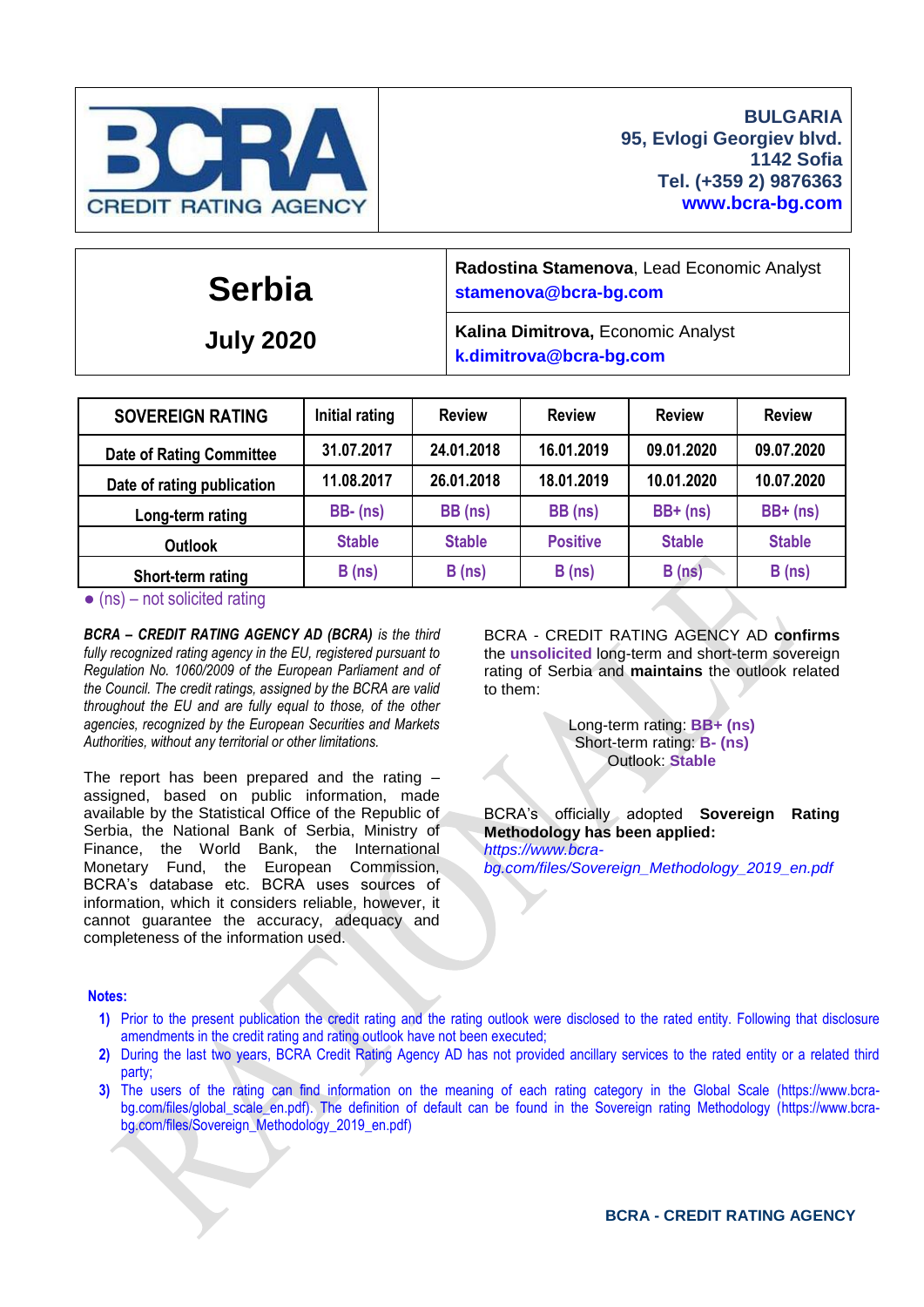BCRA CREDIT RATING AGENCY

**BULGARIA**
**95, Evlogi Georgiev blvd.**
**1142 Sofia**
**Tel. (+359 2) 9876363**
**www.bcra-bg.com**

# Serbia

## July 2020

**Radostina Stamenova**, Lead Economic Analyst
**stamenova@bcra-bg.com**

**Kalina Dimitrova,** Economic Analyst
**k.dimitrova@bcra-bg.com**

| SOVEREIGN RATING | Initial rating | Review | Review | Review | Review |
|---|---|---|---|---|---|
| Date of Rating Committee | 31.07.2017 | 24.01.2018 | 16.01.2019 | 09.01.2020 | 09.07.2020 |
| Date of rating publication | 11.08.2017 | 26.01.2018 | 18.01.2019 | 10.01.2020 | 10.07.2020 |
| Long-term rating | BB- (ns) | BB (ns) | BB (ns) | BB+ (ns) | BB+ (ns) |
| Outlook | Stable | Stable | Positive | Stable | Stable |
| Short-term rating | B (ns) | B (ns) | B (ns) | B (ns) | B (ns) |

● (ns) – not solicited rating

***BCRA – CREDIT RATING AGENCY AD (BCRA)*** *is the third fully recognized rating agency in the EU, registered pursuant to Regulation No. 1060/2009 of the European Parliament and of the Council. The credit ratings, assigned by the BCRA are valid throughout the EU and are fully equal to those, of the other agencies, recognized by the European Securities and Markets Authorities, without any territorial or other limitations.*

The report has been prepared and the rating – assigned, based on public information, made available by the Statistical Office of the Republic of Serbia, the National Bank of Serbia, Ministry of Finance, the World Bank, the International Monetary Fund, the European Commission, BCRA's database etc. BCRA uses sources of information, which it considers reliable, however, it cannot guarantee the accuracy, adequacy and completeness of the information used.

BCRA - CREDIT RATING AGENCY AD **confirms** the **unsolicited** long-term and short-term sovereign rating of Serbia and **maintains** the outlook related to them:

Long-term rating: **BB+ (ns)**
Short-term rating: **B- (ns)**
Outlook: **Stable**

BCRA's officially adopted **Sovereign Rating Methodology has been applied:** *https://www.bcra-bg.com/files/Sovereign_Methodology_2019_en.pdf*

**Notes:**

1) Prior to the present publication the credit rating and the rating outlook were disclosed to the rated entity. Following that disclosure amendments in the credit rating and rating outlook have not been executed;
2) During the last two years, BCRA Credit Rating Agency AD has not provided ancillary services to the rated entity or a related third party;
3) The users of the rating can find information on the meaning of each rating category in the Global Scale (https://www.bcra-bg.com/files/global_scale_en.pdf). The definition of default can be found in the Sovereign rating Methodology (https://www.bcra-bg.com/files/Sovereign_Methodology_2019_en.pdf)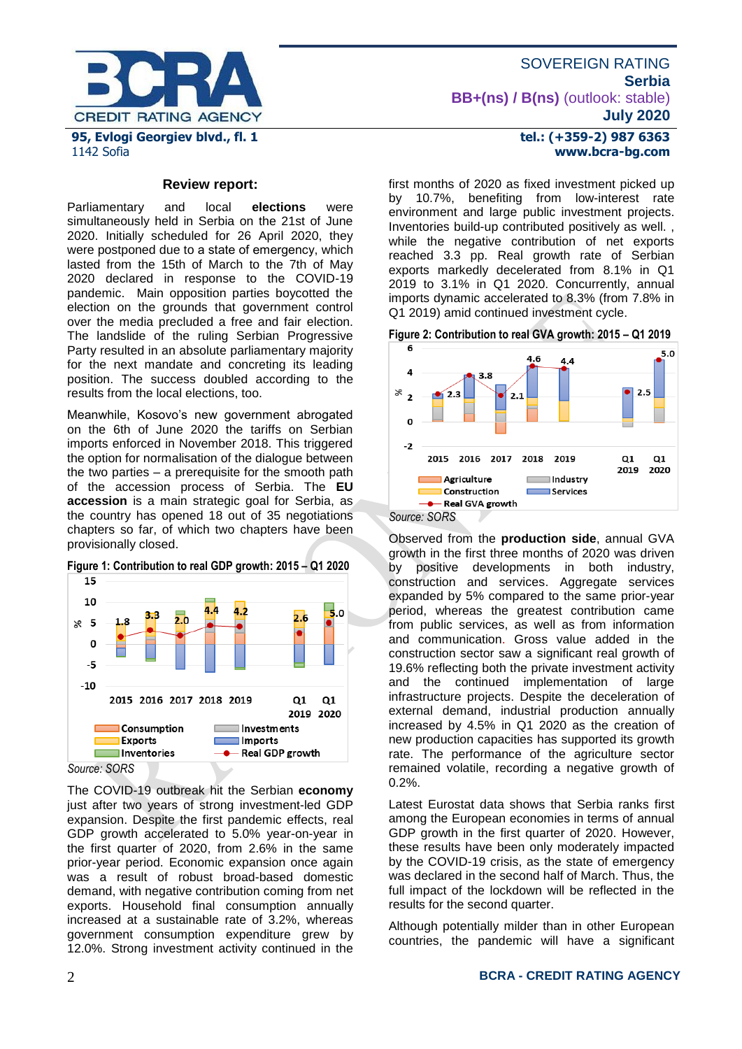### Review report:

Parliamentary and local **elections** were simultaneously held in Serbia on the 21st of June 2020. Initially scheduled for 26 April 2020, they were postponed due to a state of emergency, which lasted from the 15th of March to the 7th of May 2020 declared in response to the COVID-19 pandemic. Main opposition parties boycotted the election on the grounds that government control over the media precluded a free and fair election. The landslide of the ruling Serbian Progressive Party resulted in an absolute parliamentary majority for the next mandate and concreting its leading position. The success doubled according to the results from the local elections, too.

Meanwhile, Kosovo's new government abrogated on the 6th of June 2020 the tariffs on Serbian imports enforced in November 2018. This triggered the option for normalisation of the dialogue between the two parties – a prerequisite for the smooth path of the accession process of Serbia. The **EU accession** is a main strategic goal for Serbia, as the country has opened 18 out of 35 negotiations chapters so far, of which two chapters have been provisionally closed.

**Figure 1: Contribution to real GDP growth: 2015 – Q1 2020**

*Source: SORS*

The COVID-19 outbreak hit the Serbian **economy** just after two years of strong investment-led GDP expansion. Despite the first pandemic effects, real GDP growth accelerated to 5.0% year-on-year in the first quarter of 2020, from 2.6% in the same prior-year period. Economic expansion once again was a result of robust broad-based domestic demand, with negative contribution coming from net exports. Household final consumption annually increased at a sustainable rate of 3.2%, whereas government consumption expenditure grew by 12.0%. Strong investment activity continued in the first months of 2020 as fixed investment picked up by 10.7%, benefiting from low-interest rate environment and large public investment projects. Inventories build-up contributed positively as well. , while the negative contribution of net exports reached 3.3 pp. Real growth rate of Serbian exports markedly decelerated from 8.1% in Q1 2019 to 3.1% in Q1 2020. Concurrently, annual imports dynamic accelerated to 8.3% (from 7.8% in Q1 2019) amid continued investment cycle.

**Figure 2: Contribution to real GVA growth: 2015 – Q1 2019**

*Source: SORS*

Observed from the **production side**, annual GVA growth in the first three months of 2020 was driven by positive developments in both industry, construction and services. Aggregate services expanded by 5% compared to the same prior-year period, whereas the greatest contribution came from public services, as well as from information and communication. Gross value added in the construction sector saw a significant real growth of 19.6% reflecting both the private investment activity and the continued implementation of large infrastructure projects. Despite the deceleration of external demand, industrial production annually increased by 4.5% in Q1 2020 as the creation of new production capacities has supported its growth rate. The performance of the agriculture sector remained volatile, recording a negative growth of 0.2%.

Latest Eurostat data shows that Serbia ranks first among the European economies in terms of annual GDP growth in the first quarter of 2020. However, these results have been only moderately impacted by the COVID-19 crisis, as the state of emergency was declared in the second half of March. Thus, the full impact of the lockdown will be reflected in the results for the second quarter.

Although potentially milder than in other European countries, the pandemic will have a significant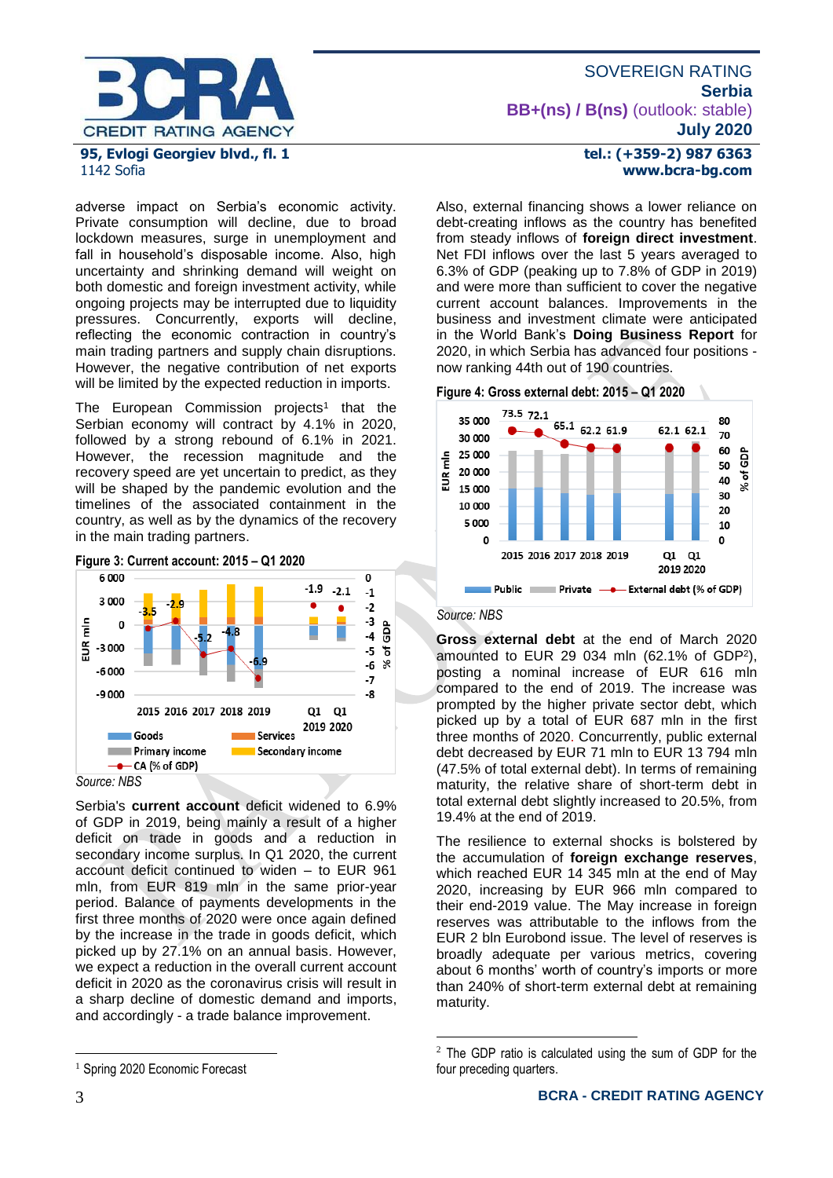adverse impact on Serbia's economic activity. Private consumption will decline, due to broad lockdown measures, surge in unemployment and fall in household's disposable income. Also, high uncertainty and shrinking demand will weight on both domestic and foreign investment activity, while ongoing projects may be interrupted due to liquidity pressures. Concurrently, exports will decline, reflecting the economic contraction in country's main trading partners and supply chain disruptions. However, the negative contribution of net exports will be limited by the expected reduction in imports.

The European Commission projects[1] that the Serbian economy will contract by 4.1% in 2020, followed by a strong rebound of 6.1% in 2021. However, the recession magnitude and the recovery speed are yet uncertain to predict, as they will be shaped by the pandemic evolution and the timelines of the associated containment in the country, as well as by the dynamics of the recovery in the main trading partners.

**Figure 3: Current account: 2015 – Q1 2020**

*Source: NBS*

Serbia's **current account** deficit widened to 6.9% of GDP in 2019, being mainly a result of a higher deficit on trade in goods and a reduction in secondary income surplus. In Q1 2020, the current account deficit continued to widen – to EUR 961 mln, from EUR 819 mln in the same prior-year period. Balance of payments developments in the first three months of 2020 were once again defined by the increase in the trade in goods deficit, which picked up by 27.1% on an annual basis. However, we expect a reduction in the overall current account deficit in 2020 as the coronavirus crisis will result in a sharp decline of domestic demand and imports, and accordingly - a trade balance improvement.

Also, external financing shows a lower reliance on debt-creating inflows as the country has benefited from steady inflows of **foreign direct investment**. Net FDI inflows over the last 5 years averaged to 6.3% of GDP (peaking up to 7.8% of GDP in 2019) and were more than sufficient to cover the negative current account balances. Improvements in the business and investment climate were anticipated in the World Bank's **Doing Business Report** for 2020, in which Serbia has advanced four positions - now ranking 44th out of 190 countries.

**Figure 4: Gross external debt: 2015 – Q1 2020**

*Source: NBS*

**Gross external debt** at the end of March 2020 amounted to EUR 29 034 mln (62.1% of GDP[2]), posting a nominal increase of EUR 616 mln compared to the end of 2019. The increase was prompted by the higher private sector debt, which picked up by a total of EUR 687 mln in the first three months of 2020. Concurrently, public external debt decreased by EUR 71 mln to EUR 13 794 mln (47.5% of total external debt). In terms of remaining maturity, the relative share of short-term debt in total external debt slightly increased to 20.5%, from 19.4% at the end of 2019.

The resilience to external shocks is bolstered by the accumulation of **foreign exchange reserves**, which reached EUR 14 345 mln at the end of May 2020, increasing by EUR 966 mln compared to their end-2019 value. The May increase in foreign reserves was attributable to the inflows from the EUR 2 bln Eurobond issue. The level of reserves is broadly adequate per various metrics, covering about 6 months' worth of country's imports or more than 240% of short-term external debt at remaining maturity.

---

[1] Spring 2020 Economic Forecast

[2] The GDP ratio is calculated using the sum of GDP for the four preceding quarters.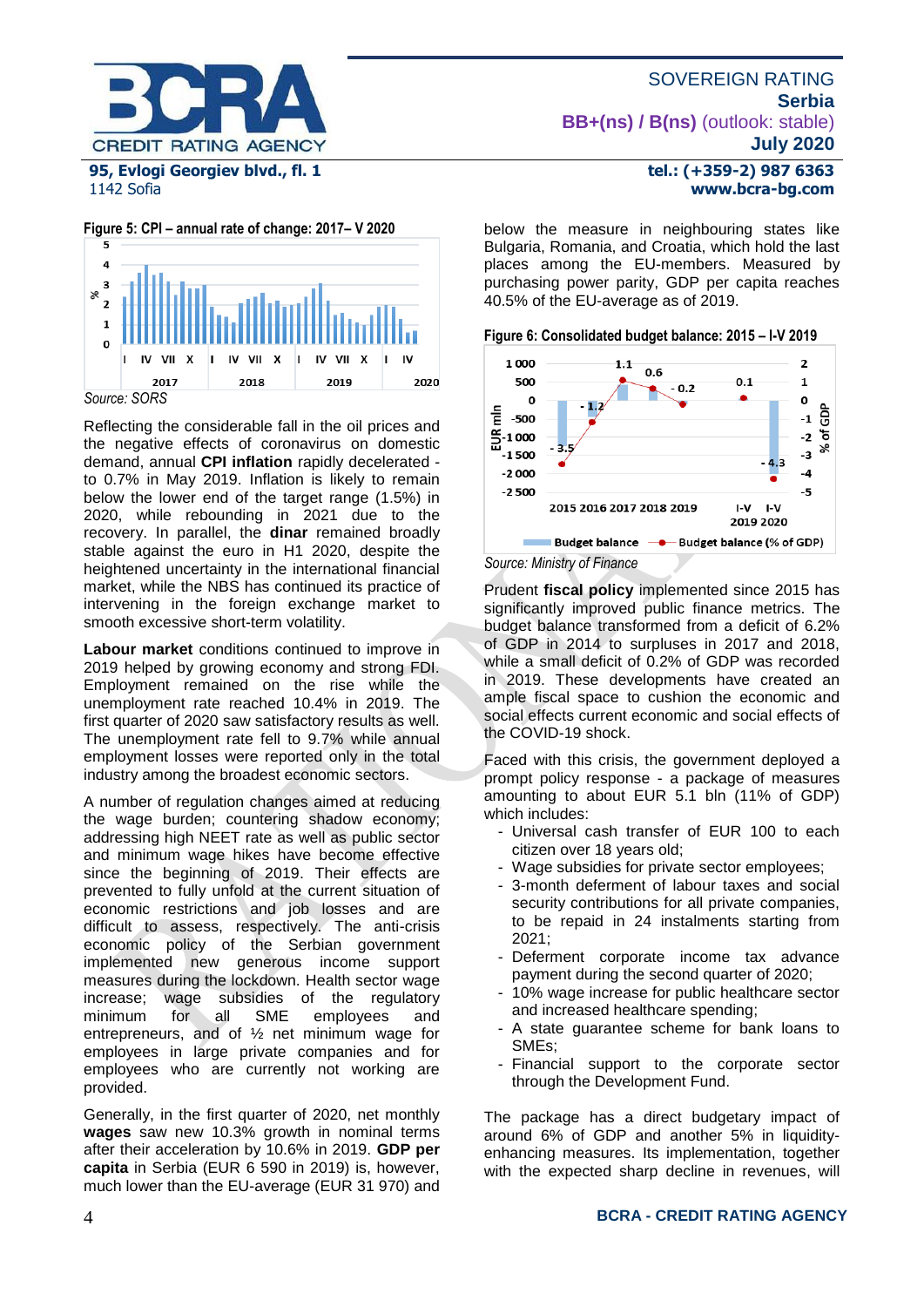**Figure 5: CPI – annual rate of change: 2017– V 2020**

Source: SORS

Reflecting the considerable fall in the oil prices and the negative effects of coronavirus on domestic demand, annual **CPI inflation** rapidly decelerated - to 0.7% in May 2019. Inflation is likely to remain below the lower end of the target range (1.5%) in 2020, while rebounding in 2021 due to the recovery. In parallel, the **dinar** remained broadly stable against the euro in H1 2020, despite the heightened uncertainty in the international financial market, while the NBS has continued its practice of intervening in the foreign exchange market to smooth excessive short-term volatility.

**Labour market** conditions continued to improve in 2019 helped by growing economy and strong FDI. Employment remained on the rise while the unemployment rate reached 10.4% in 2019. The first quarter of 2020 saw satisfactory results as well. The unemployment rate fell to 9.7% while annual employment losses were reported only in the total industry among the broadest economic sectors.

A number of regulation changes aimed at reducing the wage burden; countering shadow economy; addressing high NEET rate as well as public sector and minimum wage hikes have become effective since the beginning of 2019. Their effects are prevented to fully unfold at the current situation of economic restrictions and job losses and are difficult to assess, respectively. The anti-crisis economic policy of the Serbian government implemented new generous income support measures during the lockdown. Health sector wage increase; wage subsidies of the regulatory minimum for all SME employees and entrepreneurs, and of ½ net minimum wage for employees in large private companies and for employees who are currently not working are provided.

Generally, in the first quarter of 2020, net monthly **wages** saw new 10.3% growth in nominal terms after their acceleration by 10.6% in 2019. **GDP per capita** in Serbia (EUR 6 590 in 2019) is, however, much lower than the EU-average (EUR 31 970) and below the measure in neighbouring states like Bulgaria, Romania, and Croatia, which hold the last places among the EU-members. Measured by purchasing power parity, GDP per capita reaches 40.5% of the EU-average as of 2019.

**Figure 6: Consolidated budget balance: 2015 – I-V 2019**

| | 2015 | 2016 | 2017 | 2018 | 2019 | I-V 2019 | I-V 2020 |
|---|---|---|---|---|---|---|---|
| Budget balance (% of GDP) | -3.5 | -1.2 | 1.1 | 0.6 | -0.2 | 0.1 | -4.3 |

Source: Ministry of Finance

Prudent **fiscal policy** implemented since 2015 has significantly improved public finance metrics. The budget balance transformed from a deficit of 6.2% of GDP in 2014 to surpluses in 2017 and 2018, while a small deficit of 0.2% of GDP was recorded in 2019. These developments have created an ample fiscal space to cushion the economic and social effects current economic and social effects of the COVID-19 shock.

Faced with this crisis, the government deployed a prompt policy response - a package of measures amounting to about EUR 5.1 bln (11% of GDP) which includes:

- Universal cash transfer of EUR 100 to each citizen over 18 years old;
- Wage subsidies for private sector employees;
- 3-month deferment of labour taxes and social security contributions for all private companies, to be repaid in 24 instalments starting from 2021;
- Deferment corporate income tax advance payment during the second quarter of 2020;
- 10% wage increase for public healthcare sector and increased healthcare spending;
- A state guarantee scheme for bank loans to SMEs;
- Financial support to the corporate sector through the Development Fund.

The package has a direct budgetary impact of around 6% of GDP and another 5% in liquidity-enhancing measures. Its implementation, together with the expected sharp decline in revenues, will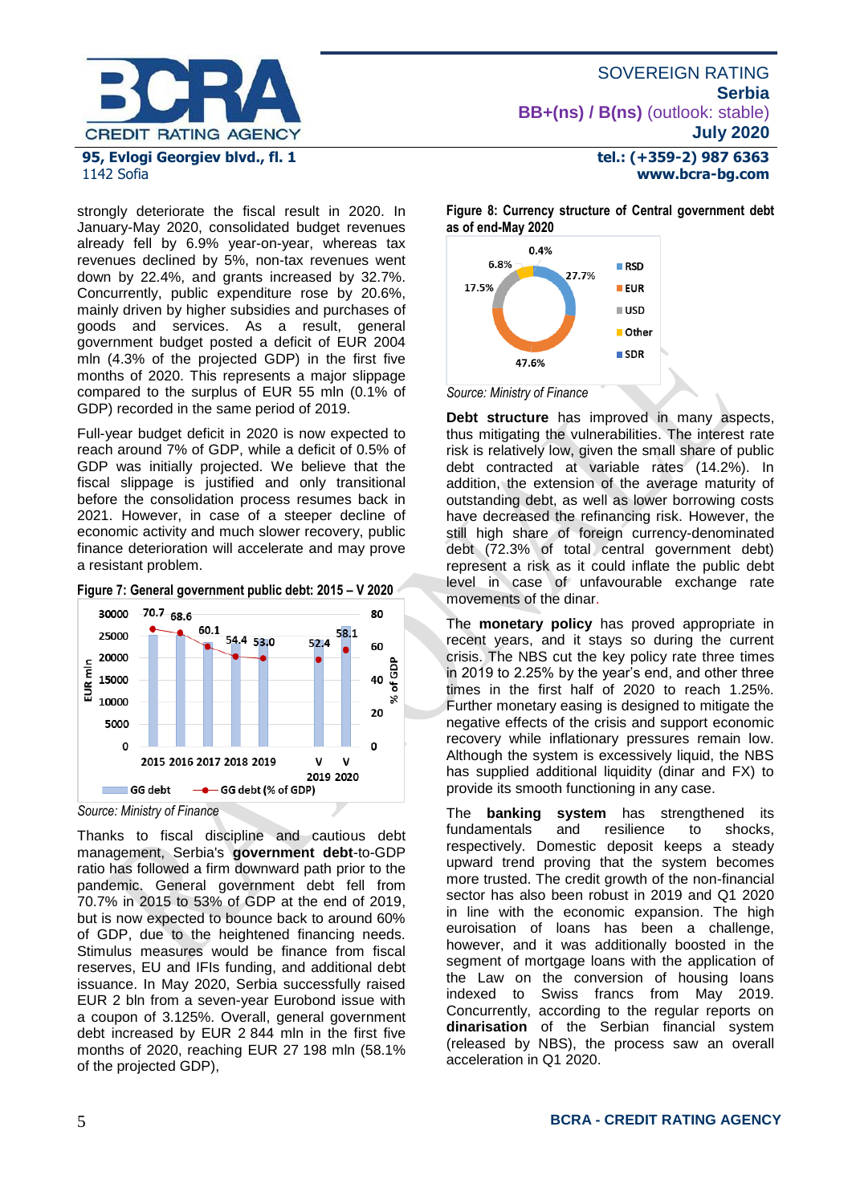strongly deteriorate the fiscal result in 2020. In January-May 2020, consolidated budget revenues already fell by 6.9% year-on-year, whereas tax revenues declined by 5%, non-tax revenues went down by 22.4%, and grants increased by 32.7%. Concurrently, public expenditure rose by 20.6%, mainly driven by higher subsidies and purchases of goods and services. As a result, general government budget posted a deficit of EUR 2004 mln (4.3% of the projected GDP) in the first five months of 2020. This represents a major slippage compared to the surplus of EUR 55 mln (0.1% of GDP) recorded in the same period of 2019.

Full-year budget deficit in 2020 is now expected to reach around 7% of GDP, while a deficit of 0.5% of GDP was initially projected. We believe that the fiscal slippage is justified and only transitional before the consolidation process resumes back in 2021. However, in case of a steeper decline of economic activity and much slower recovery, public finance deterioration will accelerate and may prove a resistant problem.

**Figure 7: General government public debt: 2015 – V 2020**

| | 2015 | 2016 | 2017 | 2018 | 2019 | V 2019 | V 2020 |
|---|---|---|---|---|---|---|---|
| GG debt (% of GDP) | 70.7 | 68.6 | 60.1 | 54.4 | 53.0 | 52.4 | 58.1 |

*Source: Ministry of Finance*

Thanks to fiscal discipline and cautious debt management, Serbia's **government debt**-to-GDP ratio has followed a firm downward path prior to the pandemic. General government debt fell from 70.7% in 2015 to 53% of GDP at the end of 2019, but is now expected to bounce back to around 60% of GDP, due to the heightened financing needs. Stimulus measures would be finance from fiscal reserves, EU and IFIs funding, and additional debt issuance. In May 2020, Serbia successfully raised EUR 2 bln from a seven-year Eurobond issue with a coupon of 3.125%. Overall, general government debt increased by EUR 2 844 mln in the first five months of 2020, reaching EUR 27 198 mln (58.1% of the projected GDP),

**Figure 8: Currency structure of Central government debt as of end-May 2020**

| Currency | Share |
|---|---|
| RSD | 27.7% |
| EUR | 47.6% |
| USD | 17.5% |
| Other | 6.8% |
| SDR | 0.4% |

*Source: Ministry of Finance*

**Debt structure** has improved in many aspects, thus mitigating the vulnerabilities. The interest rate risk is relatively low, given the small share of public debt contracted at variable rates (14.2%). In addition, the extension of the average maturity of outstanding debt, as well as lower borrowing costs have decreased the refinancing risk. However, the still high share of foreign currency-denominated debt (72.3% of total central government debt) represent a risk as it could inflate the public debt level in case of unfavourable exchange rate movements of the dinar.

The **monetary policy** has proved appropriate in recent years, and it stays so during the current crisis. The NBS cut the key policy rate three times in 2019 to 2.25% by the year's end, and other three times in the first half of 2020 to reach 1.25%. Further monetary easing is designed to mitigate the negative effects of the crisis and support economic recovery while inflationary pressures remain low. Although the system is excessively liquid, the NBS has supplied additional liquidity (dinar and FX) to provide its smooth functioning in any case.

The **banking system** has strengthened its fundamentals and resilience to shocks, respectively. Domestic deposit keeps a steady upward trend proving that the system becomes more trusted. The credit growth of the non-financial sector has also been robust in 2019 and Q1 2020 in line with the economic expansion. The high euroisation of loans has been a challenge, however, and it was additionally boosted in the segment of mortgage loans with the application of the Law on the conversion of housing loans indexed to Swiss francs from May 2019. Concurrently, according to the regular reports on **dinarisation** of the Serbian financial system (released by NBS), the process saw an overall acceleration in Q1 2020.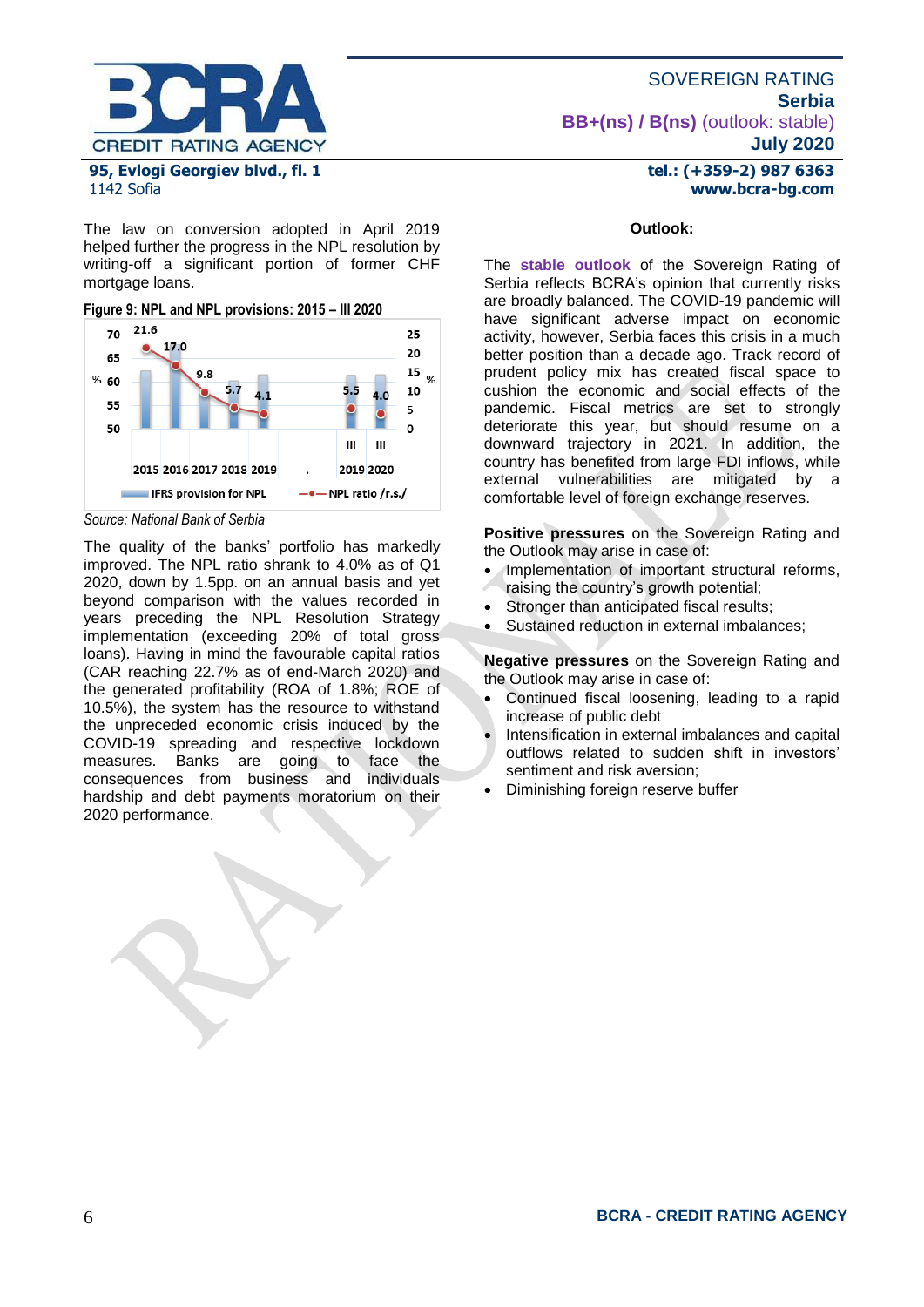The law on conversion adopted in April 2019 helped further the progress in the NPL resolution by writing-off a significant portion of former CHF mortgage loans.

**Figure 9: NPL and NPL provisions: 2015 – III 2020**

Source: National Bank of Serbia

The quality of the banks' portfolio has markedly improved. The NPL ratio shrank to 4.0% as of Q1 2020, down by 1.5pp. on an annual basis and yet beyond comparison with the values recorded in years preceding the NPL Resolution Strategy implementation (exceeding 20% of total gross loans). Having in mind the favourable capital ratios (CAR reaching 22.7% as of end-March 2020) and the generated profitability (ROA of 1.8%; ROE of 10.5%), the system has the resource to withstand the unpreceded economic crisis induced by the COVID-19 spreading and respective lockdown measures. Banks are going to face the consequences from business and individuals hardship and debt payments moratorium on their 2020 performance.

**Outlook:**

The **stable outlook** of the Sovereign Rating of Serbia reflects BCRA's opinion that currently risks are broadly balanced. The COVID-19 pandemic will have significant adverse impact on economic activity, however, Serbia faces this crisis in a much better position than a decade ago. Track record of prudent policy mix has created fiscal space to cushion the economic and social effects of the pandemic. Fiscal metrics are set to strongly deteriorate this year, but should resume on a downward trajectory in 2021. In addition, the country has benefited from large FDI inflows, while external vulnerabilities are mitigated by a comfortable level of foreign exchange reserves.

**Positive pressures** on the Sovereign Rating and the Outlook may arise in case of:

- Implementation of important structural reforms, raising the country's growth potential;
- Stronger than anticipated fiscal results;
- Sustained reduction in external imbalances;

**Negative pressures** on the Sovereign Rating and the Outlook may arise in case of:

- Continued fiscal loosening, leading to a rapid increase of public debt
- Intensification in external imbalances and capital outflows related to sudden shift in investors' sentiment and risk aversion;
- Diminishing foreign reserve buffer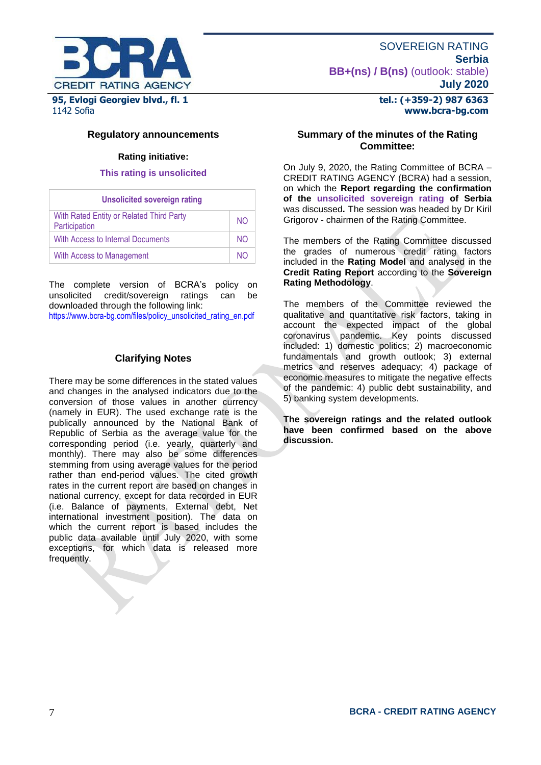## Regulatory announcements

**Rating initiative:**

**This rating is unsolicited**

| Unsolicited sovereign rating | |
|---|---|
| With Rated Entity or Related Third Party Participation | NO |
| With Access to Internal Documents | NO |
| With Access to Management | NO |

The complete version of BCRA's policy on unsolicited credit/sovereign ratings can be downloaded through the following link: https://www.bcra-bg.com/files/policy_unsolicited_rating_en.pdf

## Clarifying Notes

There may be some differences in the stated values and changes in the analysed indicators due to the conversion of those values in another currency (namely in EUR). The used exchange rate is the publically announced by the National Bank of Republic of Serbia as the average value for the corresponding period (i.e. yearly, quarterly and monthly). There may also be some differences stemming from using average values for the period rather than end-period values. The cited growth rates in the current report are based on changes in national currency, except for data recorded in EUR (i.e. Balance of payments, External debt, Net international investment position). The data on which the current report is based includes the public data available until July 2020, with some exceptions, for which data is released more frequently.

## Summary of the minutes of the Rating Committee:

On July 9, 2020, the Rating Committee of BCRA – CREDIT RATING AGENCY (BCRA) had a session, on which the **Report regarding the confirmation of the unsolicited sovereign rating of Serbia** was discussed**.** The session was headed by Dr Kiril Grigorov - chairmen of the Rating Committee.

The members of the Rating Committee discussed the grades of numerous credit rating factors included in the **Rating Model** and analysed in the **Credit Rating Report** according to the **Sovereign Rating Methodology**.

The members of the Committee reviewed the qualitative and quantitative risk factors, taking in account the expected impact of the global coronavirus pandemic. Key points discussed included: 1) domestic politics; 2) macroeconomic fundamentals and growth outlook; 3) external metrics and reserves adequacy; 4) package of economic measures to mitigate the negative effects of the pandemic: 4) public debt sustainability, and 5) banking system developments.

**The sovereign ratings and the related outlook have been confirmed based on the above discussion.**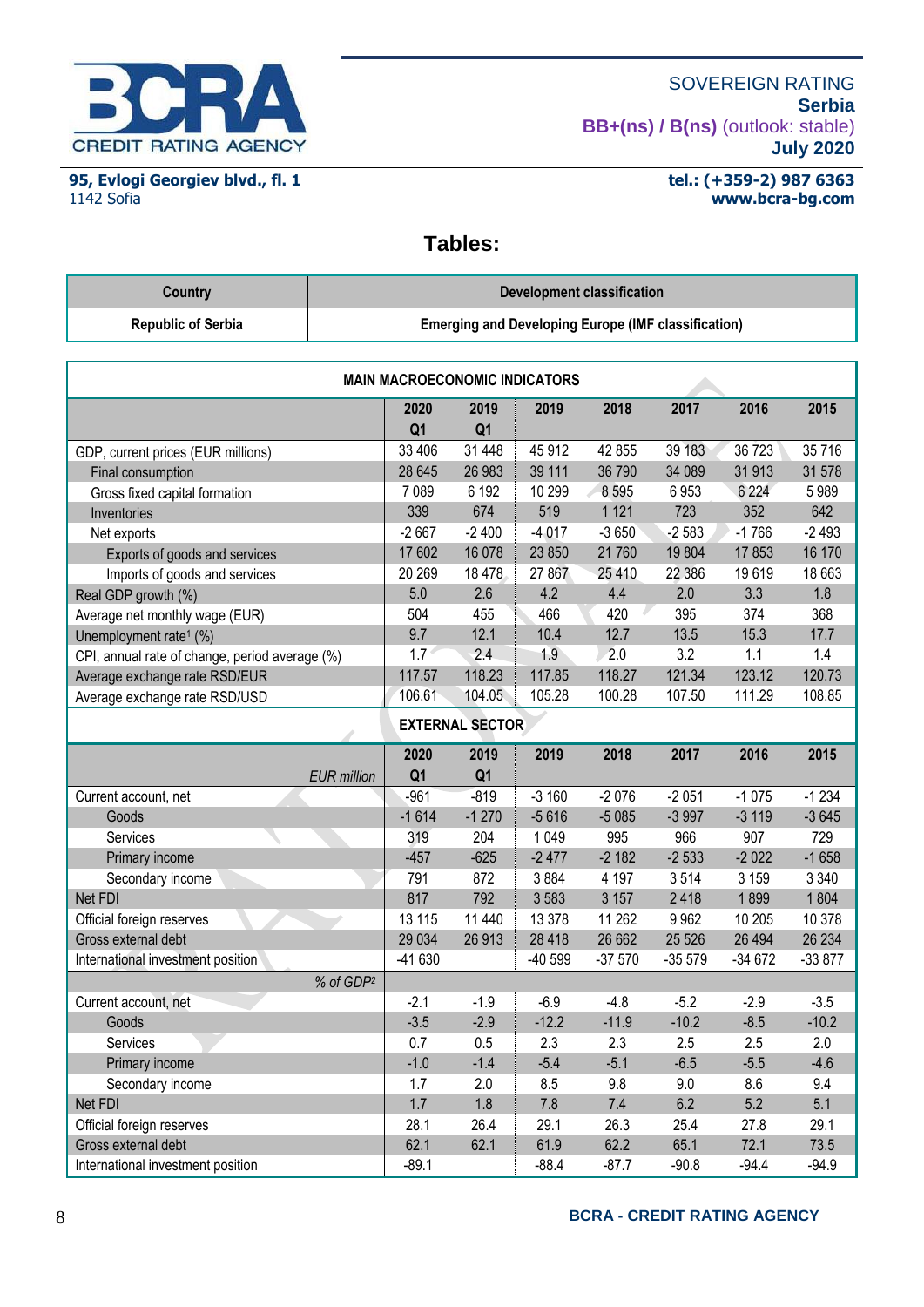SOVEREIGN RATING
**Serbia**
**BB+(ns) / B(ns)** (outlook: stable)
**July 2020**

**95, Evlogi Georgiev blvd., fl. 1**
1142 Sofia

**tel.: (+359-2) 987 6363**
**www.bcra-bg.com**

## Tables:

| Country | Development classification |
|---|---|
| **Republic of Serbia** | **Emerging and Developing Europe (IMF classification)** |

| MAIN MACROECONOMIC INDICATORS | | | | | | | |
|---|---|---|---|---|---|---|---|
| | 2020 Q1 | 2019 Q1 | 2019 | 2018 | 2017 | 2016 | 2015 |
| GDP, current prices (EUR millions) | 33 406 | 31 448 | 45 912 | 42 855 | 39 183 | 36 723 | 35 716 |
| Final consumption | 28 645 | 26 983 | 39 111 | 36 790 | 34 089 | 31 913 | 31 578 |
| Gross fixed capital formation | 7 089 | 6 192 | 10 299 | 8 595 | 6 953 | 6 224 | 5 989 |
| Inventories | 339 | 674 | 519 | 1 121 | 723 | 352 | 642 |
| Net exports | -2 667 | -2 400 | -4 017 | -3 650 | -2 583 | -1 766 | -2 493 |
| Exports of goods and services | 17 602 | 16 078 | 23 850 | 21 760 | 19 804 | 17 853 | 16 170 |
| Imports of goods and services | 20 269 | 18 478 | 27 867 | 25 410 | 22 386 | 19 619 | 18 663 |
| Real GDP growth (%) | 5.0 | 2.6 | 4.2 | 4.4 | 2.0 | 3.3 | 1.8 |
| Average net monthly wage (EUR) | 504 | 455 | 466 | 420 | 395 | 374 | 368 |
| Unemployment rate[1] (%) | 9.7 | 12.1 | 10.4 | 12.7 | 13.5 | 15.3 | 17.7 |
| CPI, annual rate of change, period average (%) | 1.7 | 2.4 | 1.9 | 2.0 | 3.2 | 1.1 | 1.4 |
| Average exchange rate RSD/EUR | 117.57 | 118.23 | 117.85 | 118.27 | 121.34 | 123.12 | 120.73 |
| Average exchange rate RSD/USD | 106.61 | 104.05 | 105.28 | 100.28 | 107.50 | 111.29 | 108.85 |
| **EXTERNAL SECTOR** | | | | | | | |
| *EUR million* | 2020 Q1 | 2019 Q1 | 2019 | 2018 | 2017 | 2016 | 2015 |
| Current account, net | -961 | -819 | -3 160 | -2 076 | -2 051 | -1 075 | -1 234 |
| Goods | -1 614 | -1 270 | -5 616 | -5 085 | -3 997 | -3 119 | -3 645 |
| Services | 319 | 204 | 1 049 | 995 | 966 | 907 | 729 |
| Primary income | -457 | -625 | -2 477 | -2 182 | -2 533 | -2 022 | -1 658 |
| Secondary income | 791 | 872 | 3 884 | 4 197 | 3 514 | 3 159 | 3 340 |
| Net FDI | 817 | 792 | 3 583 | 3 157 | 2 418 | 1 899 | 1 804 |
| Official foreign reserves | 13 115 | 11 440 | 13 378 | 11 262 | 9 962 | 10 205 | 10 378 |
| Gross external debt | 29 034 | 26 913 | 28 418 | 26 662 | 25 526 | 26 494 | 26 234 |
| International investment position | -41 630 | | -40 599 | -37 570 | -35 579 | -34 672 | -33 877 |
| *% of GDP[2]* | | | | | | | |
| Current account, net | -2.1 | -1.9 | -6.9 | -4.8 | -5.2 | -2.9 | -3.5 |
| Goods | -3.5 | -2.9 | -12.2 | -11.9 | -10.2 | -8.5 | -10.2 |
| Services | 0.7 | 0.5 | 2.3 | 2.3 | 2.5 | 2.5 | 2.0 |
| Primary income | -1.0 | -1.4 | -5.4 | -5.1 | -6.5 | -5.5 | -4.6 |
| Secondary income | 1.7 | 2.0 | 8.5 | 9.8 | 9.0 | 8.6 | 9.4 |
| Net FDI | 1.7 | 1.8 | 7.8 | 7.4 | 6.2 | 5.2 | 5.1 |
| Official foreign reserves | 28.1 | 26.4 | 29.1 | 26.3 | 25.4 | 27.8 | 29.1 |
| Gross external debt | 62.1 | 62.1 | 61.9 | 62.2 | 65.1 | 72.1 | 73.5 |
| International investment position | -89.1 | | -88.4 | -87.7 | -90.8 | -94.4 | -94.9 |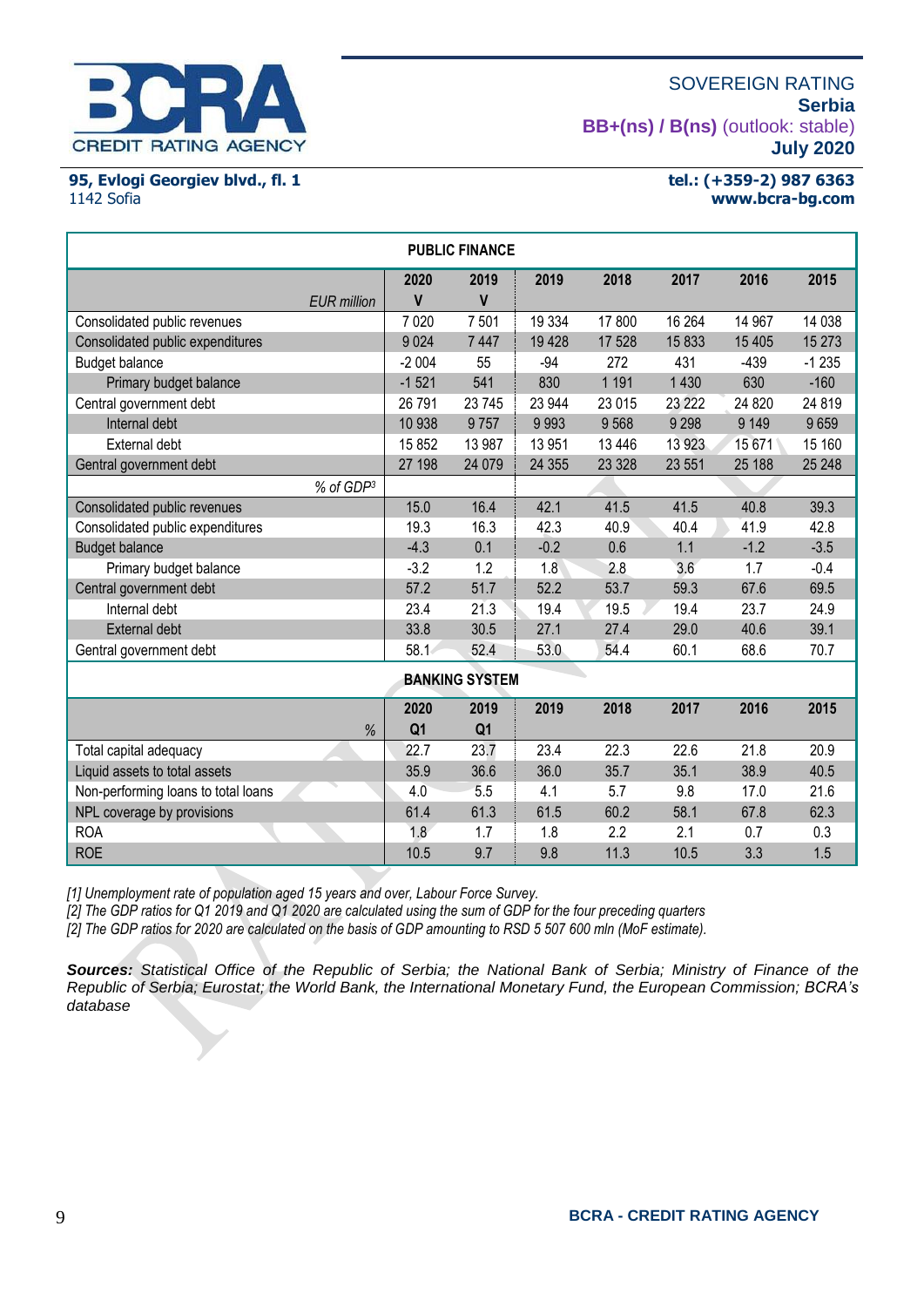SOVEREIGN RATING
**Serbia**
**BB+(ns) / B(ns)** (outlook: stable)
**July 2020**

**95, Evlogi Georgiev blvd., fl. 1**
1142 Sofia

**tel.: (+359-2) 987 6363**
**www.bcra-bg.com**

| PUBLIC FINANCE | | | | | | | |
|---|---|---|---|---|---|---|---|
| *EUR million* | **2020 V** | **2019 V** | **2019** | **2018** | **2017** | **2016** | **2015** |
| Consolidated public revenues | 7 020 | 7 501 | 19 334 | 17 800 | 16 264 | 14 967 | 14 038 |
| Consolidated public expenditures | 9 024 | 7 447 | 19 428 | 17 528 | 15 833 | 15 405 | 15 273 |
| Budget balance | -2 004 | 55 | -94 | 272 | 431 | -439 | -1 235 |
| Primary budget balance | -1 521 | 541 | 830 | 1 191 | 1 430 | 630 | -160 |
| Central government debt | 26 791 | 23 745 | 23 944 | 23 015 | 23 222 | 24 820 | 24 819 |
| Internal debt | 10 938 | 9 757 | 9 993 | 9 568 | 9 298 | 9 149 | 9 659 |
| External debt | 15 852 | 13 987 | 13 951 | 13 446 | 13 923 | 15 671 | 15 160 |
| Gentral government debt | 27 198 | 24 079 | 24 355 | 23 328 | 23 551 | 25 188 | 25 248 |
| *% of GDP[3]* | | | | | | | |
| Consolidated public revenues | 15.0 | 16.4 | 42.1 | 41.5 | 41.5 | 40.8 | 39.3 |
| Consolidated public expenditures | 19.3 | 16.3 | 42.3 | 40.9 | 40.4 | 41.9 | 42.8 |
| Budget balance | -4.3 | 0.1 | -0.2 | 0.6 | 1.1 | -1.2 | -3.5 |
| Primary budget balance | -3.2 | 1.2 | 1.8 | 2.8 | 3.6 | 1.7 | -0.4 |
| Central government debt | 57.2 | 51.7 | 52.2 | 53.7 | 59.3 | 67.6 | 69.5 |
| Internal debt | 23.4 | 21.3 | 19.4 | 19.5 | 19.4 | 23.7 | 24.9 |
| External debt | 33.8 | 30.5 | 27.1 | 27.4 | 29.0 | 40.6 | 39.1 |
| Gentral government debt | 58.1 | 52.4 | 53.0 | 54.4 | 60.1 | 68.6 | 70.7 |

| BANKING SYSTEM | | | | | | | |
|---|---|---|---|---|---|---|---|
| *%* | **2020 Q1** | **2019 Q1** | **2019** | **2018** | **2017** | **2016** | **2015** |
| Total capital adequacy | 22.7 | 23.7 | 23.4 | 22.3 | 22.6 | 21.8 | 20.9 |
| Liquid assets to total assets | 35.9 | 36.6 | 36.0 | 35.7 | 35.1 | 38.9 | 40.5 |
| Non-performing loans to total loans | 4.0 | 5.5 | 4.1 | 5.7 | 9.8 | 17.0 | 21.6 |
| NPL coverage by provisions | 61.4 | 61.3 | 61.5 | 60.2 | 58.1 | 67.8 | 62.3 |
| ROA | 1.8 | 1.7 | 1.8 | 2.2 | 2.1 | 0.7 | 0.3 |
| ROE | 10.5 | 9.7 | 9.8 | 11.3 | 10.5 | 3.3 | 1.5 |

*[1] Unemployment rate of population aged 15 years and over, Labour Force Survey.*
*[2] The GDP ratios for Q1 2019 and Q1 2020 are calculated using the sum of GDP for the four preceding quarters*
*[2] The GDP ratios for 2020 are calculated on the basis of GDP amounting to RSD 5 507 600 mln (MoF estimate).*

***Sources:*** *Statistical Office of the Republic of Serbia; the National Bank of Serbia; Ministry of Finance of the Republic of Serbia; Eurostat; the World Bank, the International Monetary Fund, the European Commission; BCRA's database*